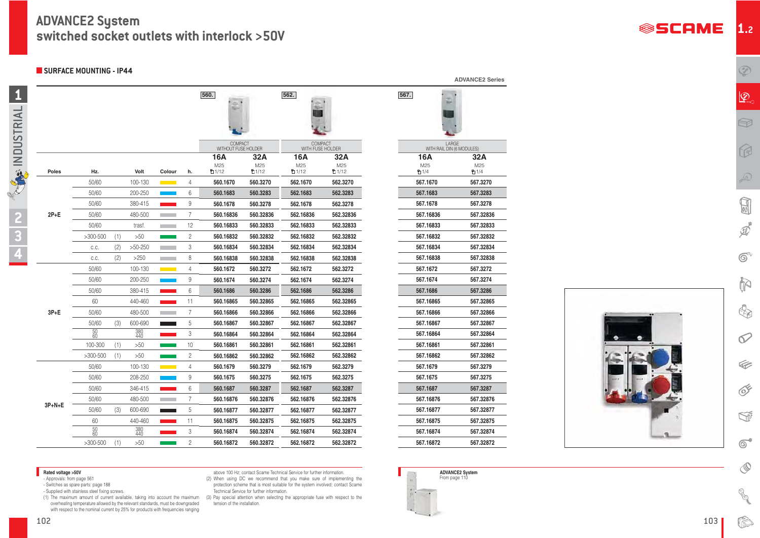# ADVANCE2 System
## switched socket outlets with interlock >50V

### SURFACE MOUNTING - IP44

ADVANCE2 Series

| Poles | Hz. | | Volt | Colour | h. | 560. COMPACT WITHOUT FUSE HOLDER 16A M25 1/12 | 560. COMPACT WITHOUT FUSE HOLDER 32A M25 1/12 | 562. COMPACT WITH FUSE HOLDER 16A M25 1/12 | 562. COMPACT WITH FUSE HOLDER 32A M25 1/12 | 567. LARGE WITH RAIL DIN (6 MODULES) 16A M25 1/4 | 567. LARGE WITH RAIL DIN (6 MODULES) 32A M25 1/4 |
|---|---|---|---|---|---|---|---|---|---|---|---|
| 2P+E | 50/60 | | 100-130 | yellow | 4 | 560.1670 | 560.3270 | 562.1670 | 562.3270 | 567.1670 | 567.3270 |
| | 50/60 | | 200-250 | blue | 6 | 560.1683 | 560.3283 | 562.1683 | 562.3283 | 567.1683 | 567.3283 |
| | 50/60 | | 380-415 | red | 9 | 560.1678 | 560.3278 | 562.1678 | 562.3278 | 567.1678 | 567.3278 |
| | 50/60 | | 480-500 | grey | 7 | 560.16836 | 560.32836 | 562.16836 | 562.32836 | 567.16836 | 567.32836 |
| | 50/60 | | trasf. | grey | 12 | 560.16833 | 560.32833 | 562.16833 | 562.32833 | 567.16833 | 567.32833 |
| | >300-500 | (1) | >50 | green | 2 | 560.16832 | 560.32832 | 562.16832 | 562.32832 | 567.16832 | 567.32832 |
| | c.c. | (2) | >50-250 | grey | 3 | 560.16834 | 560.32834 | 562.16834 | 562.32834 | 567.16834 | 567.32834 |
| | c.c. | (2) | >250 | grey | 8 | 560.16838 | 560.32838 | 562.16838 | 562.32838 | 567.16838 | 567.32838 |
| 3P+E | 50/60 | | 100-130 | yellow | 4 | 560.1672 | 560.3272 | 562.1672 | 562.3272 | 567.1672 | 567.3272 |
| | 50/60 | | 200-250 | blue | 9 | 560.1674 | 560.3274 | 562.1674 | 562.3274 | 567.1674 | 567.3274 |
| | 50/60 | | 380-415 | red | 6 | 560.1686 | 560.3286 | 562.1686 | 562.3286 | 567.1686 | 567.3286 |
| | 60 | | 440-460 | red | 11 | 560.16865 | 560.32865 | 562.16865 | 562.32865 | 567.16865 | 567.32865 |
| | 50/60 | | 480-500 | grey | 7 | 560.16866 | 560.32866 | 562.16866 | 562.32866 | 567.16866 | 567.32866 |
| | 50/60 | (3) | 600-690 | black | 5 | 560.16867 | 560.32867 | 562.16867 | 562.32867 | 567.16867 | 567.32867 |
| | 50 60 | | 380 440 | red | 3 | 560.16864 | 560.32864 | 562.16864 | 562.32864 | 567.16864 | 567.32864 |
| | 100-300 | (1) | >50 | green | 10 | 560.16861 | 560.32861 | 562.16861 | 562.32861 | 567.16861 | 567.32861 |
| | >300-500 | (1) | >50 | green | 2 | 560.16862 | 560.32862 | 562.16862 | 562.32862 | 567.16862 | 567.32862 |
| 3P+N+E | 50/60 | | 100-130 | yellow | 4 | 560.1679 | 560.3279 | 562.1679 | 562.3279 | 567.1679 | 567.3279 |
| | 50/60 | | 208-250 | blue | 9 | 560.1675 | 560.3275 | 562.1675 | 562.3275 | 567.1675 | 567.3275 |
| | 50/60 | | 346-415 | red | 6 | 560.1687 | 560.3287 | 562.1687 | 562.3287 | 567.1687 | 567.3287 |
| | 50/60 | | 480-500 | grey | 7 | 560.16876 | 560.32876 | 562.16876 | 562.32876 | 567.16876 | 567.32876 |
| | 50/60 | (3) | 600-690 | black | 5 | 560.16877 | 560.32877 | 562.16877 | 562.32877 | 567.16877 | 567.32877 |
| | 60 | | 440-460 | red | 11 | 560.16875 | 560.32875 | 562.16875 | 562.32875 | 567.16875 | 567.32875 |
| | 50 60 | | 380 440 | red | 3 | 560.16874 | 560.32874 | 562.16874 | 562.32874 | 567.16874 | 567.32874 |
| | >300-500 | (1) | >50 | green | 2 | 560.16872 | 560.32872 | 562.16872 | 562.32872 | 567.16872 | 567.32872 |

**Rated voltage >50V**
- Approvals: from page 561
- Switches as spare parts: page 188
- Supplied with stainless steel fixing screws.

(1) The maximum amount of current available, taking into account the maximum overheating temperature allowed by the relevant standards, must be downgraded with respect to the nominal current by 25% for products with frequencies ranging above 100 Hz; contact Scame Technical Service for further information.

(2) When using DC we recommend that you make sure of implementing the protection scheme that is most suitable for the system involved; contact Scame Technical Service for further information.

(3) Pay special attention when selecting the appropriate fuse with respect to the tension of the installation.

**ADVANCE2 System**
From page 110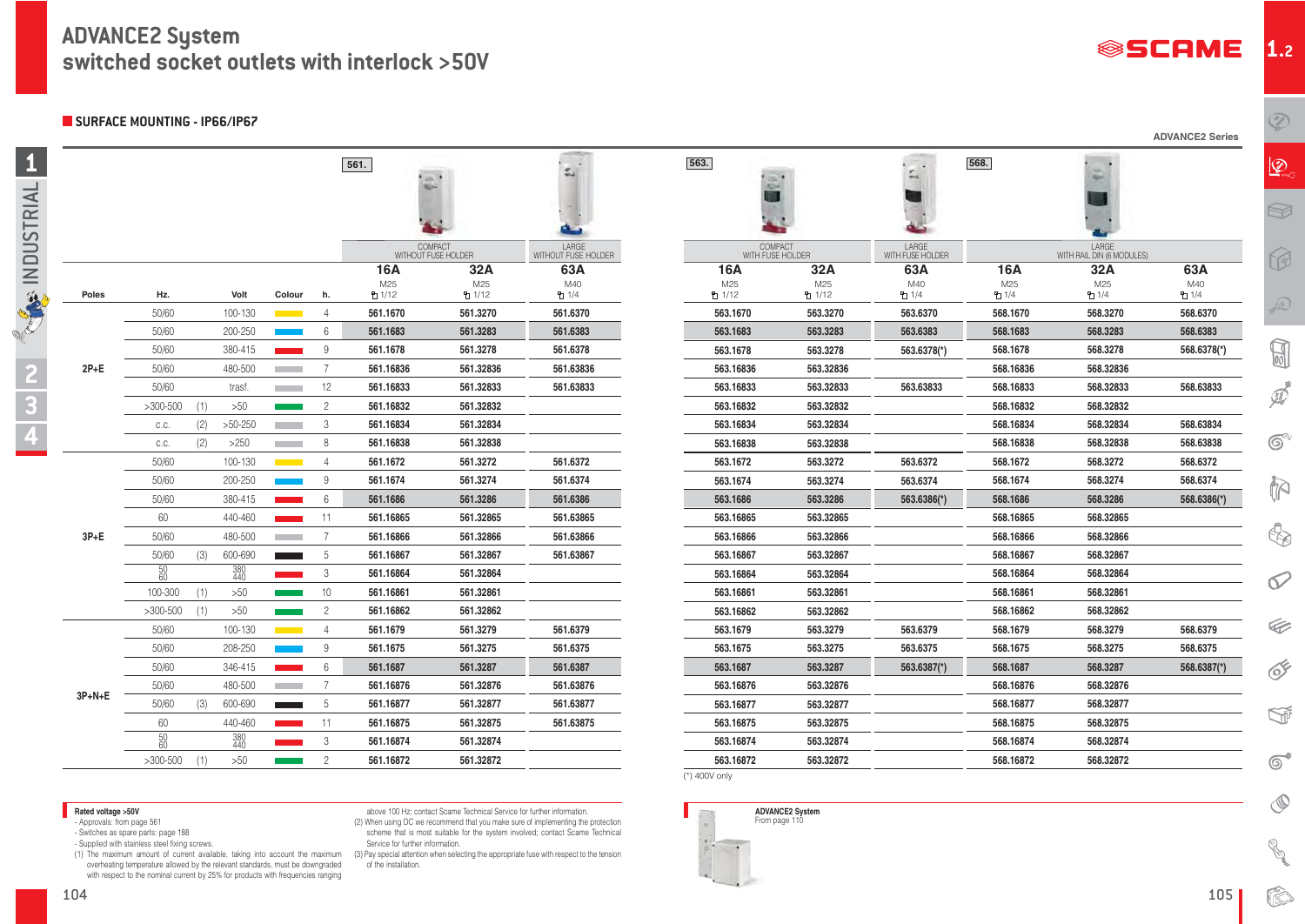# ADVANCE2 System
## switched socket outlets with interlock >50V

### SURFACE MOUNTING - IP66/IP67

ADVANCE2 Series

| Poles | Hz. | | Volt | Colour | h. | 561. COMPACT WITHOUT FUSE HOLDER 16A M25 1/12 | 561. COMPACT WITHOUT FUSE HOLDER 32A M25 1/12 | 561. LARGE WITHOUT FUSE HOLDER 63A M40 1/4 | 563. COMPACT WITH FUSE HOLDER 16A M25 1/12 | 563. COMPACT WITH FUSE HOLDER 32A M25 1/12 | 563. LARGE WITH FUSE HOLDER 63A M40 1/4 | 568. LARGE WITH RAIL DIN (8 MODULES) 16A M25 1/4 | 568. LARGE WITH RAIL DIN (8 MODULES) 32A M25 1/4 | 568. LARGE WITH RAIL DIN (8 MODULES) 63A M40 1/4 |
|---|---|---|---|---|---|---|---|---|---|---|---|---|---|---|
| 2P+E | 50/60 | | 100-130 | yellow | 4 | 561.1670 | 561.3270 | 561.6370 | 563.1670 | 563.3270 | 563.6370 | 568.1670 | 568.3270 | 568.6370 |
| | 50/60 | | 200-250 | blue | 6 | 561.1683 | 561.3283 | 561.6383 | 563.1683 | 563.3283 | 563.6383 | 568.1683 | 568.3283 | 568.6383 |
| | 50/60 | | 380-415 | red | 9 | 561.1678 | 561.3278 | 561.6378 | 563.1678 | 563.3278 | 563.6378(*) | 568.1678 | 568.3278 | 568.6378(*) |
| | 50/60 | | 480-500 | grey | 7 | 561.16836 | 561.32836 | 561.63836 | 563.16836 | 563.32836 | | 568.16836 | 568.32836 | |
| | 50/60 | | trasf. | grey | 12 | 561.16833 | 561.32833 | 561.63833 | 563.16833 | 563.32833 | 563.63833 | 568.16833 | 568.32833 | 568.63833 |
| | >300-500 | (1) | >50 | green | 2 | 561.16832 | 561.32832 | | 563.16832 | 563.32832 | | 568.16832 | 568.32832 | |
| | c.c. | (2) | >50-250 | grey | 3 | 561.16834 | 561.32834 | | 563.16834 | 563.32834 | | 568.16834 | 568.32834 | 568.63834 |
| | c.c. | (2) | >250 | grey | 8 | 561.16838 | 561.32838 | | 563.16838 | 563.32838 | | 568.16838 | 568.32838 | 568.63838 |
| 3P+E | 50/60 | | 100-130 | yellow | 4 | 561.1672 | 561.3272 | 561.6372 | 563.1672 | 563.3272 | 563.6372 | 568.1672 | 568.3272 | 568.6372 |
| | 50/60 | | 200-250 | blue | 9 | 561.1674 | 561.3274 | 561.6374 | 563.1674 | 563.3274 | 563.6374 | 568.1674 | 568.3274 | 568.6374 |
| | 50/60 | | 380-415 | red | 6 | 561.1686 | 561.3286 | 561.6386 | 563.1686 | 563.3286 | 563.6386(*) | 568.1686 | 568.3286 | 568.6386(*) |
| | 60 | | 440-460 | red | 11 | 561.16865 | 561.32865 | 561.63865 | 563.16865 | 563.32865 | | 568.16865 | 568.32865 | |
| | 50/60 | | 480-500 | grey | 7 | 561.16866 | 561.32866 | 561.63866 | 563.16866 | 563.32866 | | 568.16866 | 568.32866 | |
| | 50/60 | (3) | 600-690 | black | 5 | 561.16867 | 561.32867 | 561.63867 | 563.16867 | 563.32867 | | 568.16867 | 568.32867 | |
| | 50 / 60 | | 380 / 440 | red | 3 | 561.16864 | 561.32864 | | 563.16864 | 563.32864 | | 568.16864 | 568.32864 | |
| | 100-300 | (1) | >50 | green | 10 | 561.16861 | 561.32861 | | 563.16861 | 563.32861 | | 568.16861 | 568.32861 | |
| | >300-500 | (1) | >50 | green | 2 | 561.16862 | 561.32862 | | 563.16862 | 563.32862 | | 568.16862 | 568.32862 | |
| 3P+N+E | 50/60 | | 100-130 | yellow | 4 | 561.1679 | 561.3279 | 561.6379 | 563.1679 | 563.3279 | 563.6379 | 568.1679 | 568.3279 | 568.6379 |
| | 50/60 | | 208-250 | blue | 9 | 561.1675 | 561.3275 | 561.6375 | 563.1675 | 563.3275 | 563.6375 | 568.1675 | 568.3275 | 568.6375 |
| | 50/60 | | 346-415 | red | 6 | 561.1687 | 561.3287 | 561.6387 | 563.1687 | 563.3287 | 563.6387(*) | 568.1687 | 568.3287 | 568.6387(*) |
| | 50/60 | | 480-500 | grey | 7 | 561.16876 | 561.32876 | 561.63876 | 563.16876 | 563.32876 | | 568.16876 | 568.32876 | |
| | 50/60 | (3) | 600-690 | black | 5 | 561.16877 | 561.32877 | 561.63877 | 563.16877 | 563.32877 | | 568.16877 | 568.32877 | |
| | 60 | | 440-460 | red | 11 | 561.16875 | 561.32875 | 561.63875 | 563.16875 | 563.32875 | | 568.16875 | 568.32875 | |
| | 50 / 60 | | 380 / 440 | red | 3 | 561.16874 | 561.32874 | | 563.16874 | 563.32874 | | 568.16874 | 568.32874 | |
| | >300-500 | (1) | >50 | green | 2 | 561.16872 | 561.32872 | | 563.16872 | 563.32872 | | 568.16872 | 568.32872 | |

(*) 400V only

**Rated voltage >50V**
- Approvals: from page 561
- Switches as spare parts: page 188
- Supplied with stainless steel fixing screws.

(1) The maximum amount of current available, taking into account the maximum overheating temperature allowed by the relevant standards, must be downgraded with respect to the nominal current by 25% for products with frequencies ranging above 100 Hz; contact Scame Technical Service for further information.

(2) When using DC we recommend that you make sure of implementing the protection scheme that is most suitable for the system involved; contact Scame Technical Service for further information.

(3) Pay special attention when selecting the appropriate fuse with respect to the tension of the installation.

**ADVANCE2 System**
From page 110